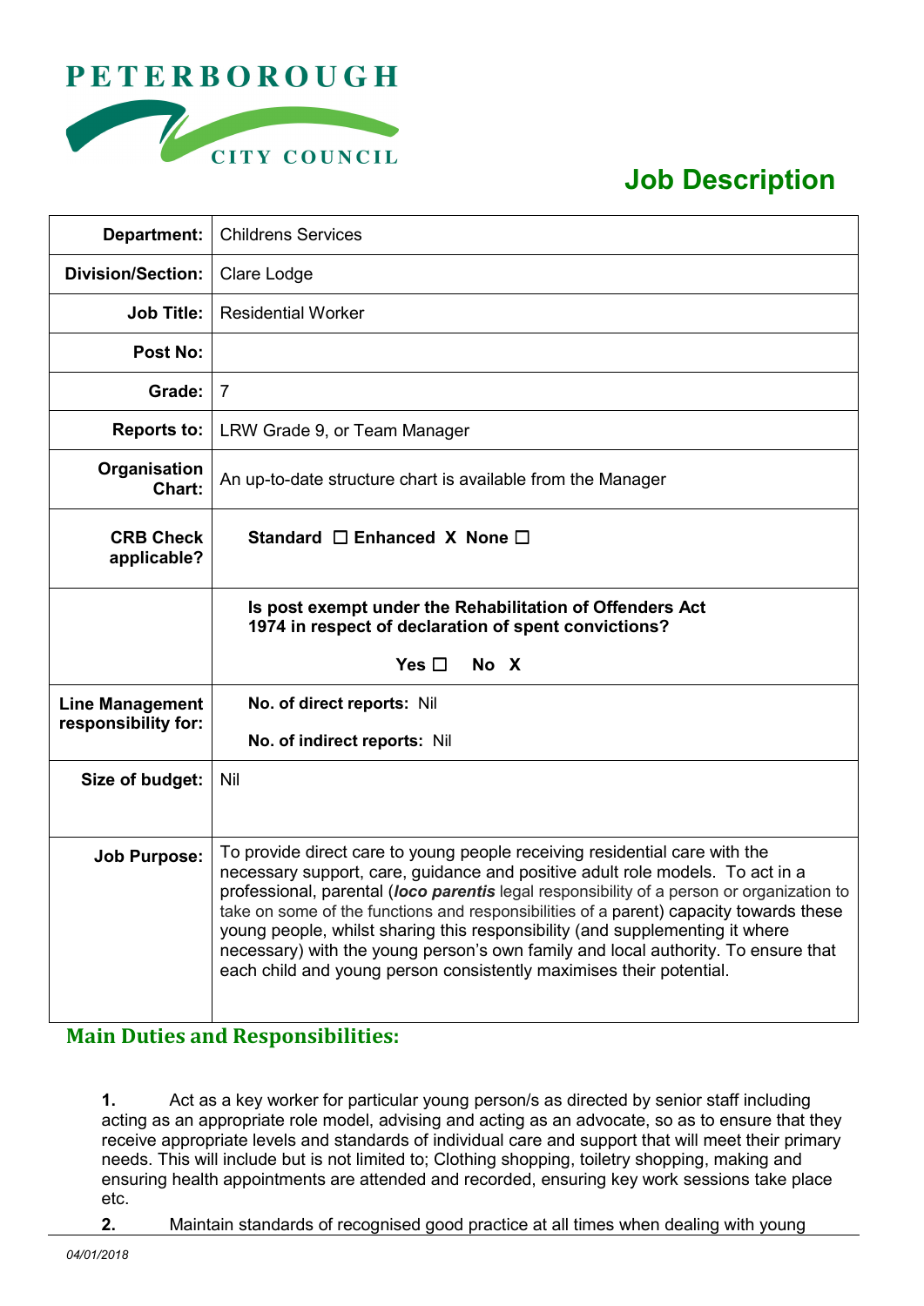PETERBOROUGH CITY COUNCIL

# Job Description

| | |
|---|---|
| **Department:** | Childrens Services |
| **Division/Section:** | Clare Lodge |
| **Job Title:** | Residential Worker |
| **Post No:** | |
| **Grade:** | 7 |
| **Reports to:** | LRW Grade 9, or Team Manager |
| **Organisation Chart:** | An up-to-date structure chart is available from the Manager |
| **CRB Check applicable?** | **Standard ☐ Enhanced X None ☐** |
| | **Is post exempt under the Rehabilitation of Offenders Act 1974 in respect of declaration of spent convictions?** **Yes ☐ No X** |
| **Line Management responsibility for:** | **No. of direct reports:** Nil **No. of indirect reports:** Nil |
| **Size of budget:** | Nil |
| **Job Purpose:** | To provide direct care to young people receiving residential care with the necessary support, care, guidance and positive adult role models. To act in a professional, parental (***loco parentis*** legal responsibility of a person or organization to take on some of the functions and responsibilities of a parent) capacity towards these young people, whilst sharing this responsibility (and supplementing it where necessary) with the young person's own family and local authority. To ensure that each child and young person consistently maximises their potential. |

## Main Duties and Responsibilities:

**1.** Act as a key worker for particular young person/s as directed by senior staff including acting as an appropriate role model, advising and acting as an advocate, so as to ensure that they receive appropriate levels and standards of individual care and support that will meet their primary needs. This will include but is not limited to; Clothing shopping, toiletry shopping, making and ensuring health appointments are attended and recorded, ensuring key work sessions take place etc.

**2.** Maintain standards of recognised good practice at all times when dealing with young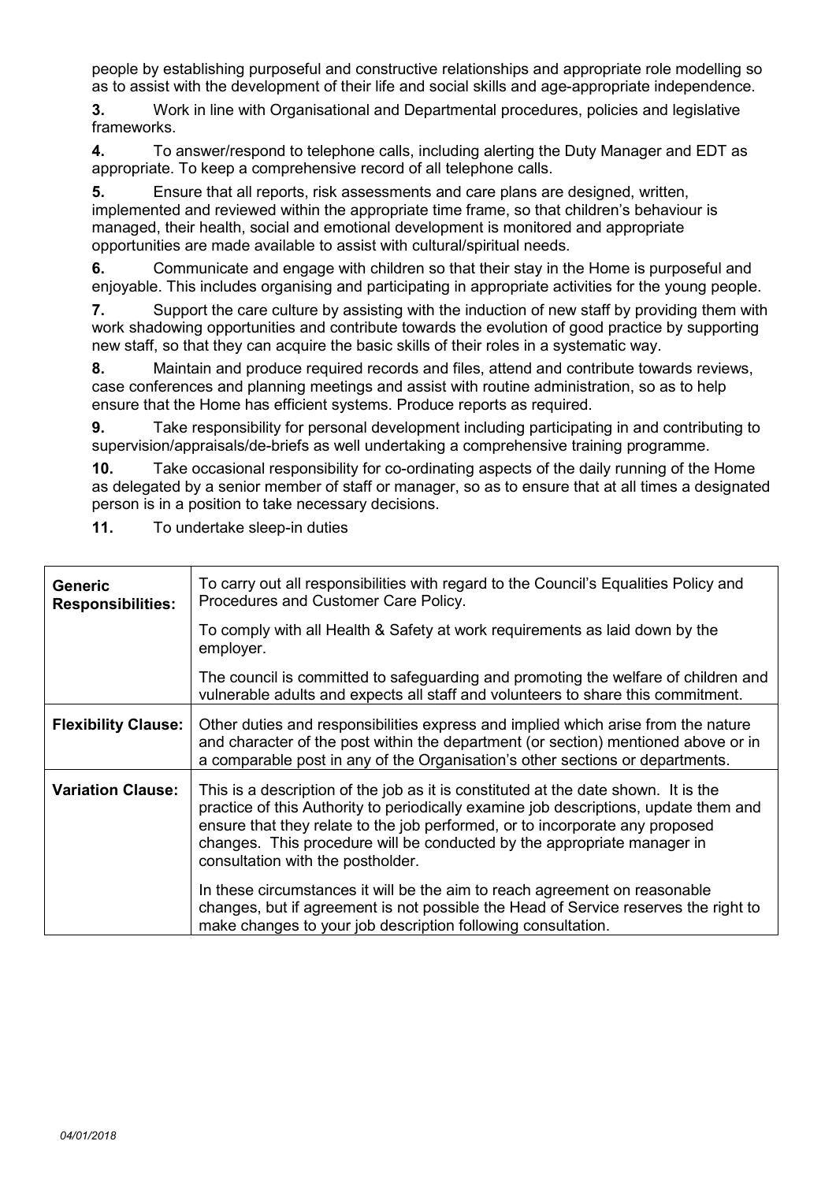people by establishing purposeful and constructive relationships and appropriate role modelling so as to assist with the development of their life and social skills and age-appropriate independence.

**3.** Work in line with Organisational and Departmental procedures, policies and legislative frameworks.

**4.** To answer/respond to telephone calls, including alerting the Duty Manager and EDT as appropriate. To keep a comprehensive record of all telephone calls.

**5.** Ensure that all reports, risk assessments and care plans are designed, written, implemented and reviewed within the appropriate time frame, so that children's behaviour is managed, their health, social and emotional development is monitored and appropriate opportunities are made available to assist with cultural/spiritual needs.

**6.** Communicate and engage with children so that their stay in the Home is purposeful and enjoyable. This includes organising and participating in appropriate activities for the young people.

**7.** Support the care culture by assisting with the induction of new staff by providing them with work shadowing opportunities and contribute towards the evolution of good practice by supporting new staff, so that they can acquire the basic skills of their roles in a systematic way.

**8.** Maintain and produce required records and files, attend and contribute towards reviews, case conferences and planning meetings and assist with routine administration, so as to help ensure that the Home has efficient systems. Produce reports as required.

**9.** Take responsibility for personal development including participating in and contributing to supervision/appraisals/de-briefs as well undertaking a comprehensive training programme.

**10.** Take occasional responsibility for co-ordinating aspects of the daily running of the Home as delegated by a senior member of staff or manager, so as to ensure that at all times a designated person is in a position to take necessary decisions.

**11.** To undertake sleep-in duties

| | |
|---|---|
| **Generic Responsibilities:** | To carry out all responsibilities with regard to the Council's Equalities Policy and Procedures and Customer Care Policy.<br><br>To comply with all Health & Safety at work requirements as laid down by the employer.<br><br>The council is committed to safeguarding and promoting the welfare of children and vulnerable adults and expects all staff and volunteers to share this commitment. |
| **Flexibility Clause:** | Other duties and responsibilities express and implied which arise from the nature and character of the post within the department (or section) mentioned above or in a comparable post in any of the Organisation's other sections or departments. |
| **Variation Clause:** | This is a description of the job as it is constituted at the date shown. It is the practice of this Authority to periodically examine job descriptions, update them and ensure that they relate to the job performed, or to incorporate any proposed changes. This procedure will be conducted by the appropriate manager in consultation with the postholder.<br><br>In these circumstances it will be the aim to reach agreement on reasonable changes, but if agreement is not possible the Head of Service reserves the right to make changes to your job description following consultation. |

*04/01/2018*